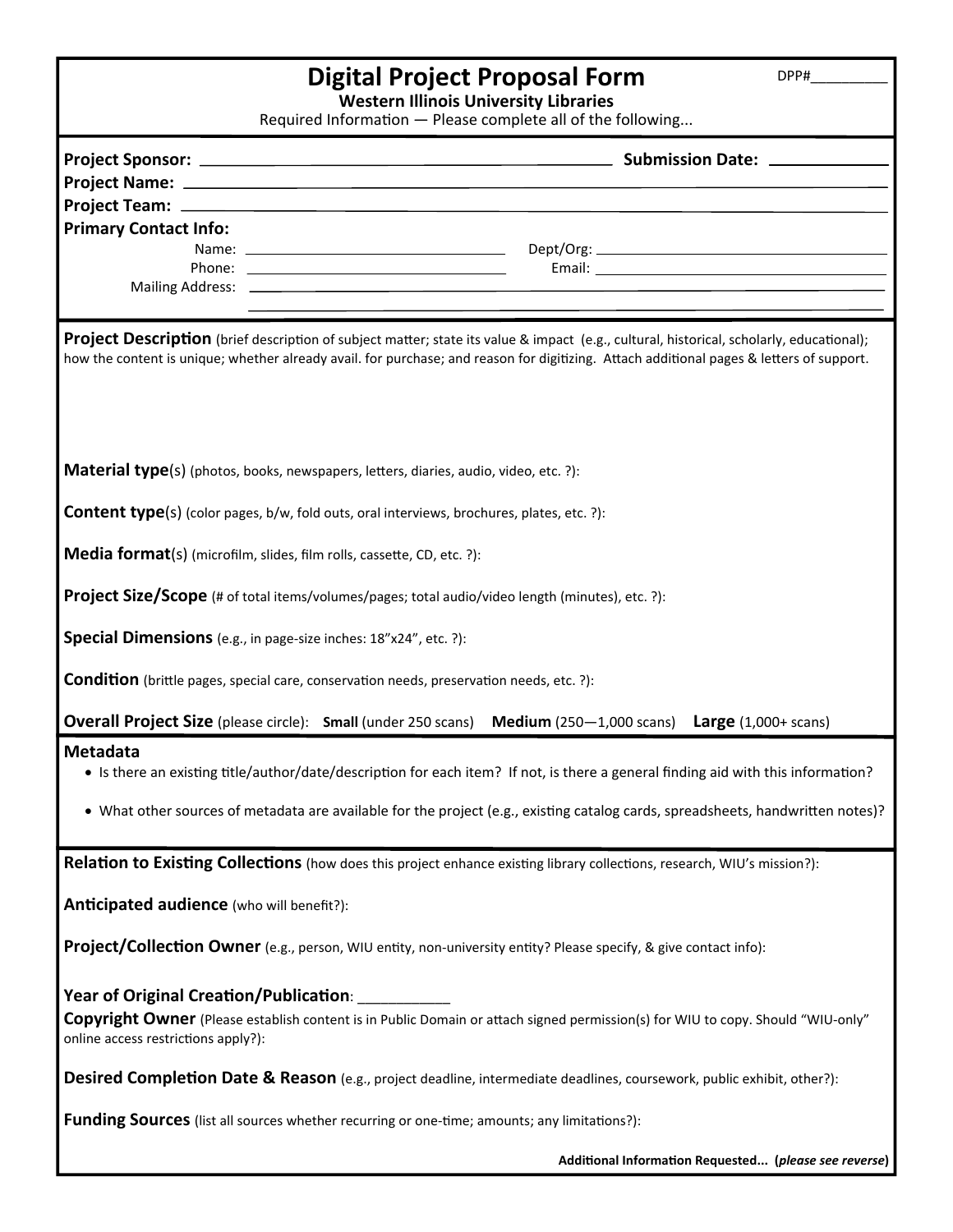# Digital Project Proposal Form

DPP#\_\_\_\_\_\_\_\_\_\_

**Western Illinois University Libraries**

Required Information — Please complete all of the following...

**Project Sponsor:** \_\_\_\_\_\_\_\_\_\_\_\_\_\_\_\_\_\_\_\_\_\_\_\_\_\_\_\_\_\_\_\_\_\_\_\_\_\_\_\_ **Submission Date:** \_\_\_\_\_\_\_\_\_\_\_\_

**Project Name:** \_\_\_\_\_\_\_\_\_\_\_\_\_\_\_\_\_\_\_\_\_\_\_\_\_\_\_\_\_\_\_\_\_\_\_\_\_\_\_\_\_\_\_\_\_\_\_\_\_\_\_\_\_\_\_\_\_\_\_\_

**Project Team:** \_\_\_\_\_\_\_\_\_\_\_\_\_\_\_\_\_\_\_\_\_\_\_\_\_\_\_\_\_\_\_\_\_\_\_\_\_\_\_\_\_\_\_\_\_\_\_\_\_\_\_\_\_\_\_\_\_\_\_\_

**Primary Contact Info:**

Name: \_\_\_\_\_\_\_\_\_\_\_\_\_\_\_\_\_\_\_\_\_\_\_\_\_\_\_\_ Dept/Org: \_\_\_\_\_\_\_\_\_\_\_\_\_\_\_\_\_\_\_\_\_\_\_\_\_\_\_\_

Phone: \_\_\_\_\_\_\_\_\_\_\_\_\_\_\_\_\_\_\_\_\_\_\_\_\_\_\_\_ Email: \_\_\_\_\_\_\_\_\_\_\_\_\_\_\_\_\_\_\_\_\_\_\_\_\_\_\_\_

Mailing Address: \_\_\_\_\_\_\_\_\_\_\_\_\_\_\_\_\_\_\_\_\_\_\_\_\_\_\_\_\_\_\_\_\_\_\_\_\_\_\_\_\_\_\_\_\_\_\_\_\_\_\_\_\_\_\_\_

\_\_\_\_\_\_\_\_\_\_\_\_\_\_\_\_\_\_\_\_\_\_\_\_\_\_\_\_\_\_\_\_\_\_\_\_\_\_\_\_\_\_\_\_\_\_\_\_\_\_\_\_\_\_\_\_

**Project Description** (brief description of subject matter; state its value & impact (e.g., cultural, historical, scholarly, educational); how the content is unique; whether already avail. for purchase; and reason for digitizing. Attach additional pages & letters of support.

**Material type**(s) (photos, books, newspapers, letters, diaries, audio, video, etc. ?):

**Content type**(s) (color pages, b/w, fold outs, oral interviews, brochures, plates, etc. ?):

**Media format**(s) (microfilm, slides, film rolls, cassette, CD, etc. ?):

**Project Size/Scope** (# of total items/volumes/pages; total audio/video length (minutes), etc. ?):

**Special Dimensions** (e.g., in page-size inches: 18"x24", etc. ?):

**Condition** (brittle pages, special care, conservation needs, preservation needs, etc. ?):

**Overall Project Size** (please circle): **Small** (under 250 scans) **Medium** (250—1,000 scans) **Large** (1,000+ scans)

## Metadata

- Is there an existing title/author/date/description for each item? If not, is there a general finding aid with this information?
- What other sources of metadata are available for the project (e.g., existing catalog cards, spreadsheets, handwritten notes)?

**Relation to Existing Collections** (how does this project enhance existing library collections, research, WIU's mission?):

**Anticipated audience** (who will benefit?):

**Project/Collection Owner** (e.g., person, WIU entity, non-university entity? Please specify, & give contact info):

**Year of Original Creation/Publication**: \_\_\_\_\_\_\_\_\_\_\_

**Copyright Owner** (Please establish content is in Public Domain or attach signed permission(s) for WIU to copy. Should "WIU-only" online access restrictions apply?):

**Desired Completion Date & Reason** (e.g., project deadline, intermediate deadlines, coursework, public exhibit, other?):

**Funding Sources** (list all sources whether recurring or one-time; amounts; any limitations?):

**Additional Information Requested... (*please see reverse*)**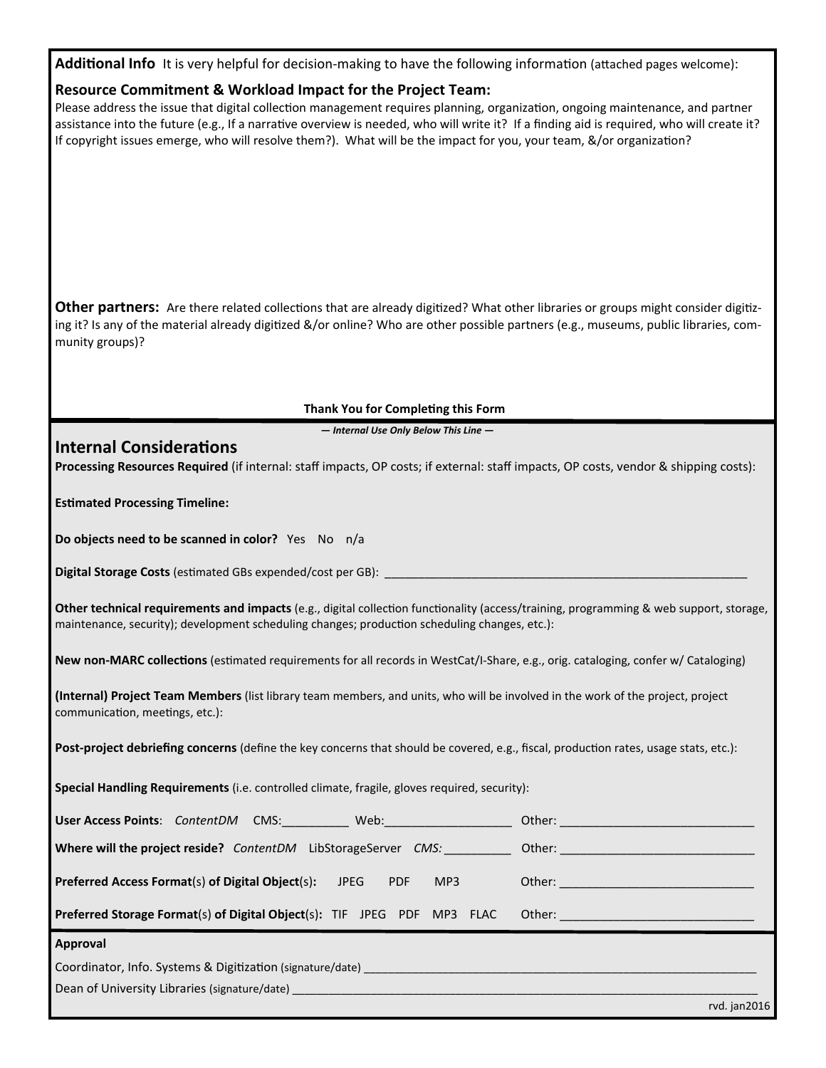**Additional Info** It is very helpful for decision-making to have the following information (attached pages welcome):

**Resource Commitment & Workload Impact for the Project Team:**
Please address the issue that digital collection management requires planning, organization, ongoing maintenance, and partner assistance into the future (e.g., If a narrative overview is needed, who will write it? If a finding aid is required, who will create it? If copyright issues emerge, who will resolve them?). What will be the impact for you, your team, &/or organization?

**Other partners:** Are there related collections that are already digitized? What other libraries or groups might consider digitizing it? Is any of the material already digitized &/or online? Who are other possible partners (e.g., museums, public libraries, community groups)?

**Thank You for Completing this Form**

***— Internal Use Only Below This Line —***

## Internal Considerations

**Processing Resources Required** (if internal: staff impacts, OP costs; if external: staff impacts, OP costs, vendor & shipping costs):

**Estimated Processing Timeline:**

**Do objects need to be scanned in color?** Yes No n/a

**Digital Storage Costs** (estimated GBs expended/cost per GB): ____________________________________________________________

**Other technical requirements and impacts** (e.g., digital collection functionality (access/training, programming & web support, storage, maintenance, security); development scheduling changes; production scheduling changes, etc.):

**New non-MARC collections** (estimated requirements for all records in WestCat/I-Share, e.g., orig. cataloging, confer w/ Cataloging)

**(Internal) Project Team Members** (list library team members, and units, who will be involved in the work of the project, project communication, meetings, etc.):

**Post-project debriefing concerns** (define the key concerns that should be covered, e.g., fiscal, production rates, usage stats, etc.):

**Special Handling Requirements** (i.e. controlled climate, fragile, gloves required, security):

**User Access Points**: *ContentDM* CMS:__________ Web:___________________ Other: ______________________________

**Where will the project reside?** *ContentDM* LibStorageServer *CMS:* __________ Other: ______________________________

**Preferred Access Format**(s) **of Digital Object**(s)**:** JPEG PDF MP3 Other: ______________________________

**Preferred Storage Format**(s) **of Digital Object**(s)**:** TIF JPEG PDF MP3 FLAC Other: ______________________________

**Approval**

Coordinator, Info. Systems & Digitization (signature/date) _______________________________________________________________

Dean of University Libraries (signature/date) _________________________________________________________________________

rvd. jan2016